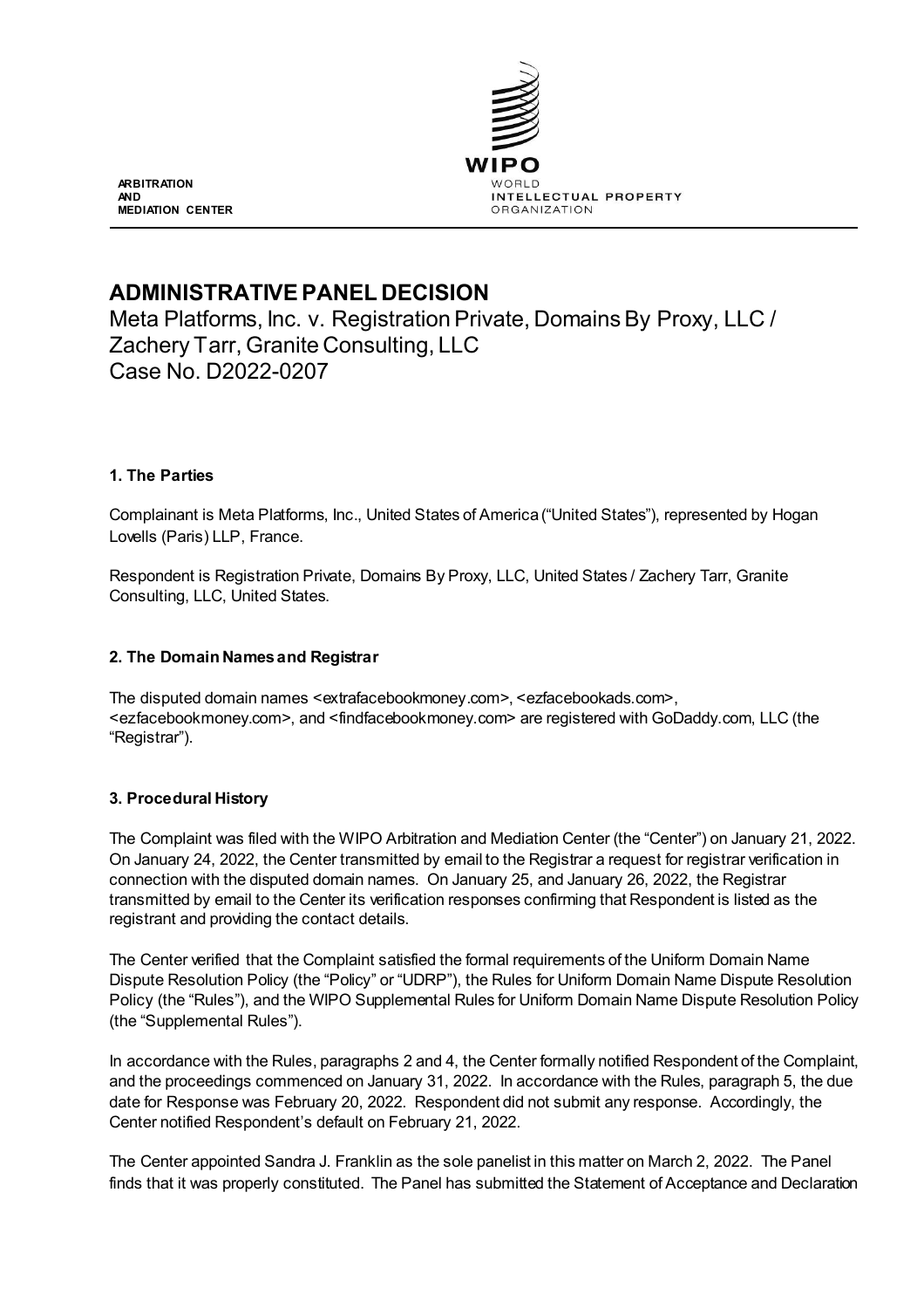ARBITRATION
AND
MEDIATION CENTER

WIPO
WORLD
INTELLECTUAL PROPERTY
ORGANIZATION

# ADMINISTRATIVE PANEL DECISION

Meta Platforms, Inc. v. Registration Private, Domains By Proxy, LLC / Zachery Tarr, Granite Consulting, LLC
Case No. D2022-0207

## 1. The Parties

Complainant is Meta Platforms, Inc., United States of America ("United States"), represented by Hogan Lovells (Paris) LLP, France.

Respondent is Registration Private, Domains By Proxy, LLC, United States / Zachery Tarr, Granite Consulting, LLC, United States.

## 2. The Domain Names and Registrar

The disputed domain names <extrafacebookmoney.com>, <ezfacebookads.com>, <ezfacebookmoney.com>, and <findfacebookmoney.com> are registered with GoDaddy.com, LLC (the "Registrar").

## 3. Procedural History

The Complaint was filed with the WIPO Arbitration and Mediation Center (the "Center") on January 21, 2022. On January 24, 2022, the Center transmitted by email to the Registrar a request for registrar verification in connection with the disputed domain names. On January 25, and January 26, 2022, the Registrar transmitted by email to the Center its verification responses confirming that Respondent is listed as the registrant and providing the contact details.

The Center verified that the Complaint satisfied the formal requirements of the Uniform Domain Name Dispute Resolution Policy (the "Policy" or "UDRP"), the Rules for Uniform Domain Name Dispute Resolution Policy (the "Rules"), and the WIPO Supplemental Rules for Uniform Domain Name Dispute Resolution Policy (the "Supplemental Rules").

In accordance with the Rules, paragraphs 2 and 4, the Center formally notified Respondent of the Complaint, and the proceedings commenced on January 31, 2022. In accordance with the Rules, paragraph 5, the due date for Response was February 20, 2022. Respondent did not submit any response. Accordingly, the Center notified Respondent's default on February 21, 2022.

The Center appointed Sandra J. Franklin as the sole panelist in this matter on March 2, 2022. The Panel finds that it was properly constituted. The Panel has submitted the Statement of Acceptance and Declaration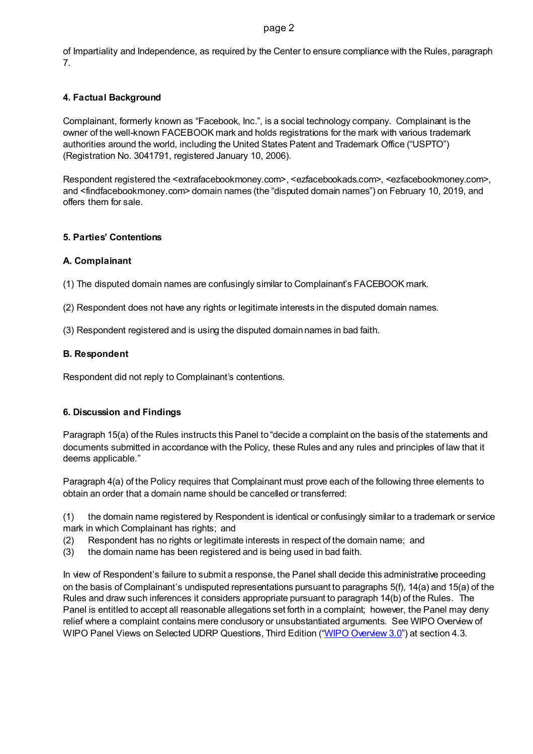of Impartiality and Independence, as required by the Center to ensure compliance with the Rules, paragraph 7.

## 4. Factual Background

Complainant, formerly known as "Facebook, Inc.", is a social technology company. Complainant is the owner of the well-known FACEBOOK mark and holds registrations for the mark with various trademark authorities around the world, including the United States Patent and Trademark Office ("USPTO") (Registration No. 3041791, registered January 10, 2006).

Respondent registered the <extrafacebookmoney.com>, <ezfacebookads.com>, <ezfacebookmoney.com>, and <findfacebookmoney.com> domain names (the "disputed domain names") on February 10, 2019, and offers them for sale.

## 5. Parties' Contentions

### A. Complainant

(1) The disputed domain names are confusingly similar to Complainant's FACEBOOK mark.

(2) Respondent does not have any rights or legitimate interests in the disputed domain names.

(3) Respondent registered and is using the disputed domain names in bad faith.

### B. Respondent

Respondent did not reply to Complainant's contentions.

## 6. Discussion and Findings

Paragraph 15(a) of the Rules instructs this Panel to "decide a complaint on the basis of the statements and documents submitted in accordance with the Policy, these Rules and any rules and principles of law that it deems applicable."

Paragraph 4(a) of the Policy requires that Complainant must prove each of the following three elements to obtain an order that a domain name should be cancelled or transferred:

(1) the domain name registered by Respondent is identical or confusingly similar to a trademark or service mark in which Complainant has rights; and
(2) Respondent has no rights or legitimate interests in respect of the domain name; and
(3) the domain name has been registered and is being used in bad faith.

In view of Respondent's failure to submit a response, the Panel shall decide this administrative proceeding on the basis of Complainant's undisputed representations pursuant to paragraphs 5(f), 14(a) and 15(a) of the Rules and draw such inferences it considers appropriate pursuant to paragraph 14(b) of the Rules. The Panel is entitled to accept all reasonable allegations set forth in a complaint; however, the Panel may deny relief where a complaint contains mere conclusory or unsubstantiated arguments. See WIPO Overview of WIPO Panel Views on Selected UDRP Questions, Third Edition ("WIPO Overview 3.0") at section 4.3.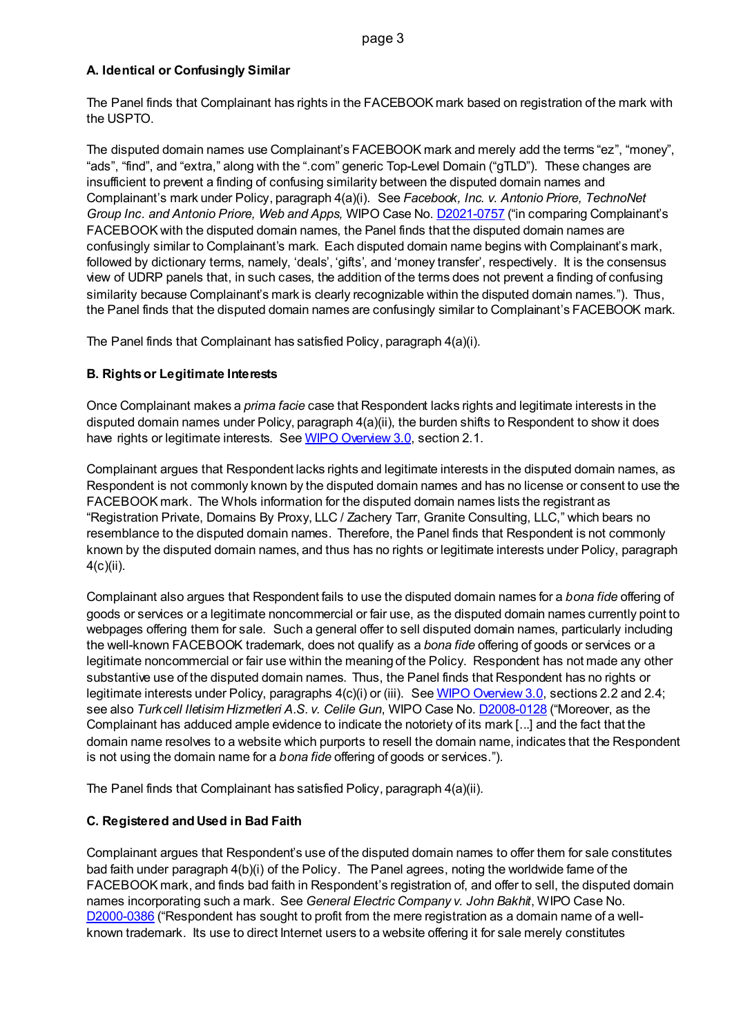**A. Identical or Confusingly Similar**

The Panel finds that Complainant has rights in the FACEBOOK mark based on registration of the mark with the USPTO.

The disputed domain names use Complainant's FACEBOOK mark and merely add the terms "ez", "money", "ads", "find", and "extra," along with the ".com" generic Top-Level Domain ("gTLD"). These changes are insufficient to prevent a finding of confusing similarity between the disputed domain names and Complainant's mark under Policy, paragraph 4(a)(i). See *Facebook, Inc. v. Antonio Priore, TechnoNet Group Inc. and Antonio Priore, Web and Apps,* WIPO Case No. D2021-0757 ("in comparing Complainant's FACEBOOK with the disputed domain names, the Panel finds that the disputed domain names are confusingly similar to Complainant's mark. Each disputed domain name begins with Complainant's mark, followed by dictionary terms, namely, 'deals', 'gifts', and 'money transfer', respectively. It is the consensus view of UDRP panels that, in such cases, the addition of the terms does not prevent a finding of confusing similarity because Complainant's mark is clearly recognizable within the disputed domain names."). Thus, the Panel finds that the disputed domain names are confusingly similar to Complainant's FACEBOOK mark.

The Panel finds that Complainant has satisfied Policy, paragraph 4(a)(i).

**B. Rights or Legitimate Interests**

Once Complainant makes a *prima facie* case that Respondent lacks rights and legitimate interests in the disputed domain names under Policy, paragraph 4(a)(ii), the burden shifts to Respondent to show it does have rights or legitimate interests. See WIPO Overview 3.0, section 2.1.

Complainant argues that Respondent lacks rights and legitimate interests in the disputed domain names, as Respondent is not commonly known by the disputed domain names and has no license or consent to use the FACEBOOK mark. The WhoIs information for the disputed domain names lists the registrant as "Registration Private, Domains By Proxy, LLC / Zachery Tarr, Granite Consulting, LLC," which bears no resemblance to the disputed domain names. Therefore, the Panel finds that Respondent is not commonly known by the disputed domain names, and thus has no rights or legitimate interests under Policy, paragraph 4(c)(ii).

Complainant also argues that Respondent fails to use the disputed domain names for a *bona fide* offering of goods or services or a legitimate noncommercial or fair use, as the disputed domain names currently point to webpages offering them for sale. Such a general offer to sell disputed domain names, particularly including the well-known FACEBOOK trademark, does not qualify as a *bona fide* offering of goods or services or a legitimate noncommercial or fair use within the meaning of the Policy. Respondent has not made any other substantive use of the disputed domain names. Thus, the Panel finds that Respondent has no rights or legitimate interests under Policy, paragraphs 4(c)(i) or (iii). See WIPO Overview 3.0, sections 2.2 and 2.4; see also *Turkcell Iletisim Hizmetleri A.S. v. Celile Gun*, WIPO Case No. D2008-0128 ("Moreover, as the Complainant has adduced ample evidence to indicate the notoriety of its mark [...] and the fact that the domain name resolves to a website which purports to resell the domain name, indicates that the Respondent is not using the domain name for a *bona fide* offering of goods or services.").

The Panel finds that Complainant has satisfied Policy, paragraph 4(a)(ii).

**C. Registered and Used in Bad Faith**

Complainant argues that Respondent's use of the disputed domain names to offer them for sale constitutes bad faith under paragraph 4(b)(i) of the Policy. The Panel agrees, noting the worldwide fame of the FACEBOOK mark, and finds bad faith in Respondent's registration of, and offer to sell, the disputed domain names incorporating such a mark. See *General Electric Company v. John Bakhit*, WIPO Case No. D2000-0386 ("Respondent has sought to profit from the mere registration as a domain name of a well-known trademark. Its use to direct Internet users to a website offering it for sale merely constitutes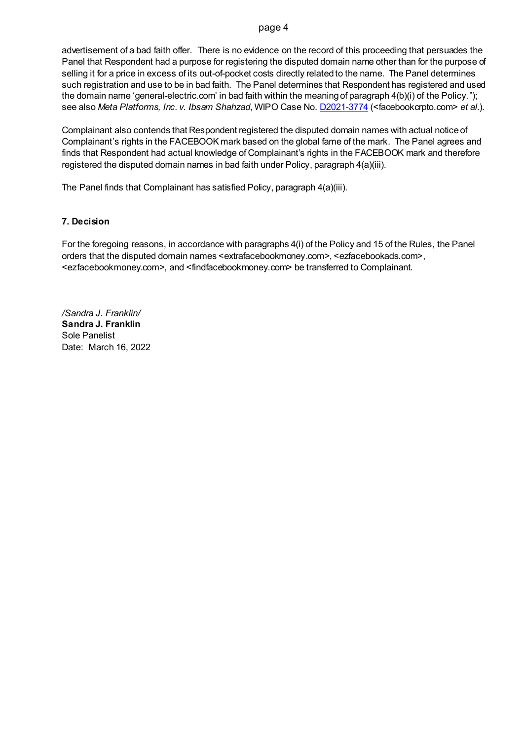advertisement of a bad faith offer. There is no evidence on the record of this proceeding that persuades the Panel that Respondent had a purpose for registering the disputed domain name other than for the purpose of selling it for a price in excess of its out-of-pocket costs directly related to the name. The Panel determines such registration and use to be in bad faith. The Panel determines that Respondent has registered and used the domain name 'general-electric.com' in bad faith within the meaning of paragraph 4(b)(i) of the Policy."); see also *Meta Platforms, Inc. v. Ibsam Shahzad*, WIPO Case No. D2021-3774 (<facebookcrpto.com> *et al.*).

Complainant also contends that Respondent registered the disputed domain names with actual notice of Complainant's rights in the FACEBOOK mark based on the global fame of the mark. The Panel agrees and finds that Respondent had actual knowledge of Complainant's rights in the FACEBOOK mark and therefore registered the disputed domain names in bad faith under Policy, paragraph 4(a)(iii).

The Panel finds that Complainant has satisfied Policy, paragraph 4(a)(iii).

**7. Decision**

For the foregoing reasons, in accordance with paragraphs 4(i) of the Policy and 15 of the Rules, the Panel orders that the disputed domain names <extrafacebookmoney.com>, <ezfacebookads.com>, <ezfacebookmoney.com>, and <findfacebookmoney.com> be transferred to Complainant.

*/Sandra J. Franklin/*
**Sandra J. Franklin**
Sole Panelist
Date: March 16, 2022